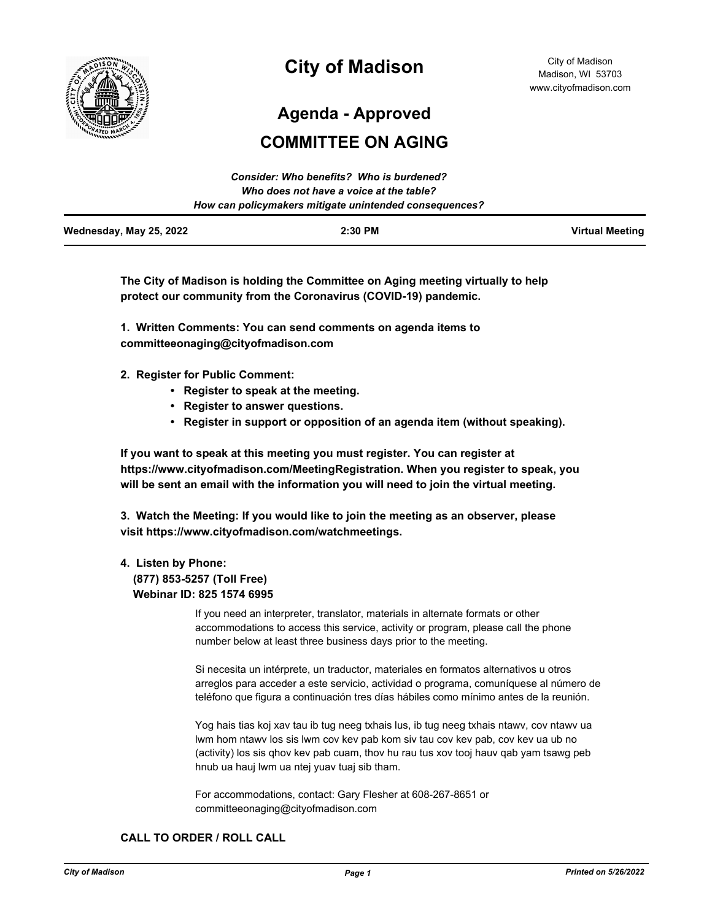# City of Madison

City of Madison
Madison, WI 53703
www.cityofmadison.com

## Agenda - Approved

## COMMITTEE ON AGING

*Consider: Who benefits? Who is burdened?*
*Who does not have a voice at the table?*
*How can policymakers mitigate unintended consequences?*

**Wednesday, May 25, 2022** **2:30 PM** **Virtual Meeting**

---

**The City of Madison is holding the Committee on Aging meeting virtually to help protect our community from the Coronavirus (COVID-19) pandemic.**

**1. Written Comments: You can send comments on agenda items to committeeonaging@cityofmadison.com**

**2. Register for Public Comment:**

- **Register to speak at the meeting.**
- **Register to answer questions.**
- **Register in support or opposition of an agenda item (without speaking).**

**If you want to speak at this meeting you must register. You can register at https://www.cityofmadison.com/MeetingRegistration. When you register to speak, you will be sent an email with the information you will need to join the virtual meeting.**

**3. Watch the Meeting: If you would like to join the meeting as an observer, please visit https://www.cityofmadison.com/watchmeetings.**

**4. Listen by Phone:**
**(877) 853-5257 (Toll Free)**
**Webinar ID: 825 1574 6995**

If you need an interpreter, translator, materials in alternate formats or other accommodations to access this service, activity or program, please call the phone number below at least three business days prior to the meeting.

Si necesita un intérprete, un traductor, materiales en formatos alternativos u otros arreglos para acceder a este servicio, actividad o programa, comuníquese al número de teléfono que figura a continuación tres días hábiles como mínimo antes de la reunión.

Yog hais tias koj xav tau ib tug neeg txhais lus, ib tug neeg txhais ntawv, cov ntawv ua lwm hom ntawv los sis lwm cov kev pab kom siv tau cov kev pab, cov kev ua ub no (activity) los sis qhov kev pab cuam, thov hu rau tus xov tooj hauv qab yam tsawg peb hnub ua hauj lwm ua ntej yuav tuaj sib tham.

For accommodations, contact: Gary Flesher at 608-267-8651 or committeeonaging@cityofmadison.com

### CALL TO ORDER / ROLL CALL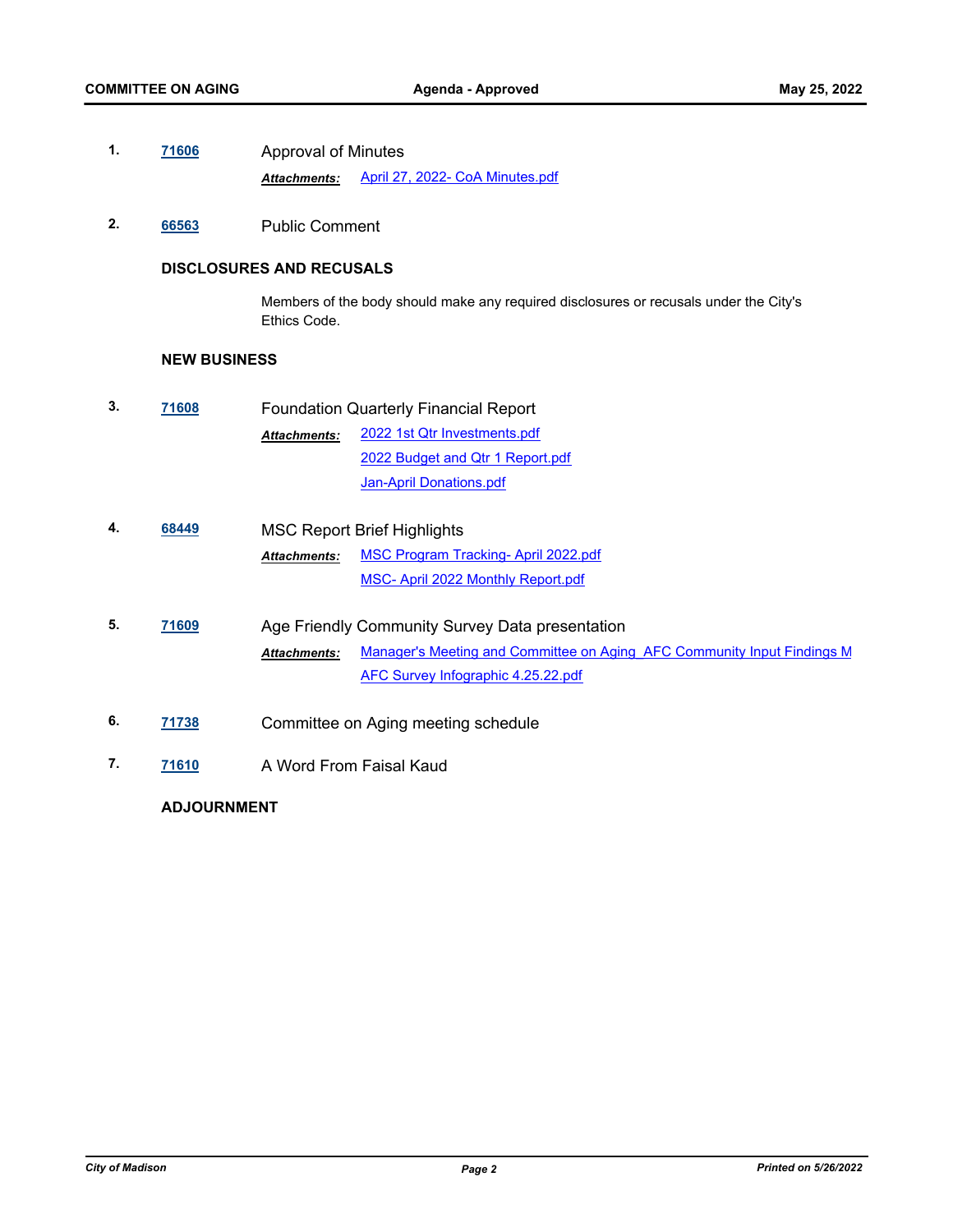1. **71606** Approval of Minutes

   ***Attachments:*** April 27, 2022- CoA Minutes.pdf

2. **66563** Public Comment

### DISCLOSURES AND RECUSALS

Members of the body should make any required disclosures or recusals under the City's Ethics Code.

### NEW BUSINESS

3. **71608** Foundation Quarterly Financial Report

   ***Attachments:*** 2022 1st Qtr Investments.pdf

   2022 Budget and Qtr 1 Report.pdf

   Jan-April Donations.pdf

4. **68449** MSC Report Brief Highlights

   ***Attachments:*** MSC Program Tracking- April 2022.pdf

   MSC- April 2022 Monthly Report.pdf

5. **71609** Age Friendly Community Survey Data presentation

   ***Attachments:*** Manager's Meeting and Committee on Aging_AFC Community Input Findings M

   AFC Survey Infographic 4.25.22.pdf

6. **71738** Committee on Aging meeting schedule

7. **71610** A Word From Faisal Kaud

### ADJOURNMENT